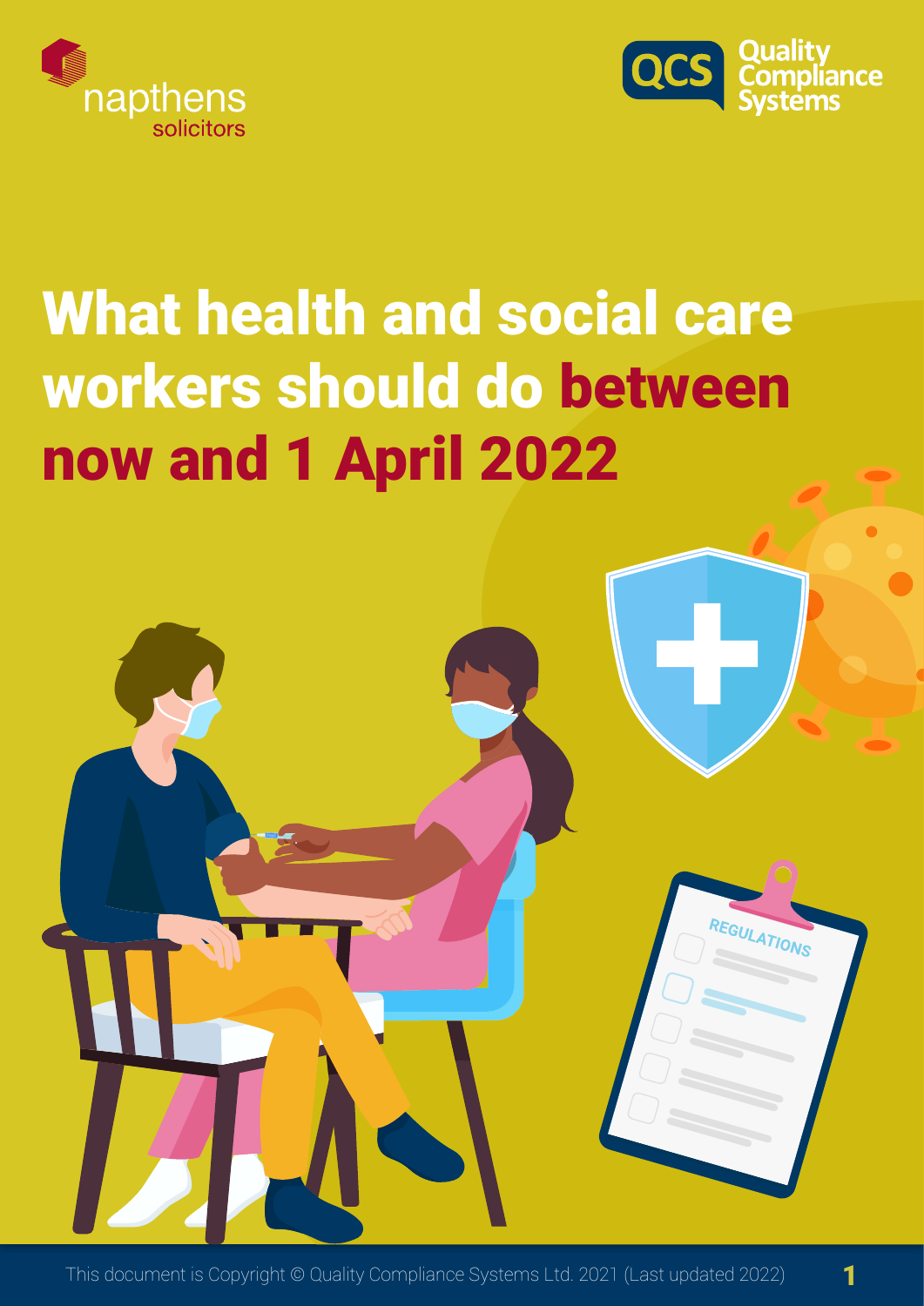napthens solicitors

QCS Quality Compliance Systems

# What health and social care workers should do between now and 1 April 2022

This document is Copyright © Quality Compliance Systems Ltd. 2021 (Last updated 2022)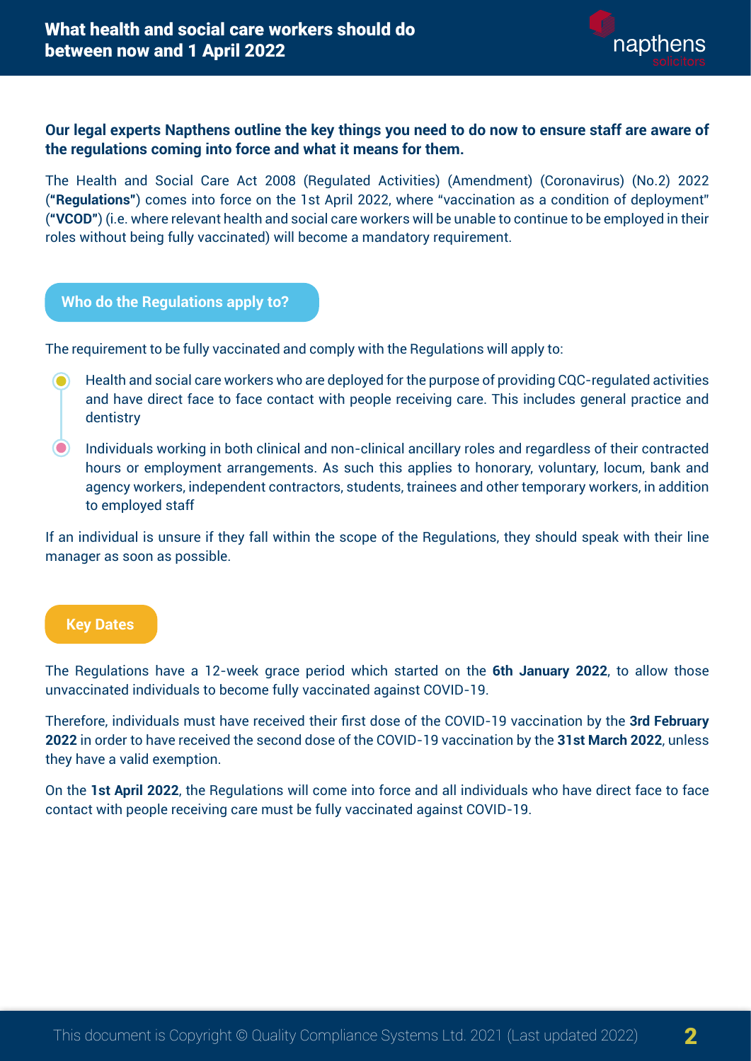# What health and social care workers should do between now and 1 April 2022

**Our legal experts Napthens outline the key things you need to do now to ensure staff are aware of the regulations coming into force and what it means for them.**

The Health and Social Care Act 2008 (Regulated Activities) (Amendment) (Coronavirus) (No.2) 2022 (**"Regulations"**) comes into force on the 1st April 2022, where "vaccination as a condition of deployment" (**"VCOD"**) (i.e. where relevant health and social care workers will be unable to continue to be employed in their roles without being fully vaccinated) will become a mandatory requirement.

## Who do the Regulations apply to?

The requirement to be fully vaccinated and comply with the Regulations will apply to:

- Health and social care workers who are deployed for the purpose of providing CQC-regulated activities and have direct face to face contact with people receiving care. This includes general practice and dentistry
- Individuals working in both clinical and non-clinical ancillary roles and regardless of their contracted hours or employment arrangements. As such this applies to honorary, voluntary, locum, bank and agency workers, independent contractors, students, trainees and other temporary workers, in addition to employed staff

If an individual is unsure if they fall within the scope of the Regulations, they should speak with their line manager as soon as possible.

## Key Dates

The Regulations have a 12-week grace period which started on the **6th January 2022**, to allow those unvaccinated individuals to become fully vaccinated against COVID-19.

Therefore, individuals must have received their first dose of the COVID-19 vaccination by the **3rd February 2022** in order to have received the second dose of the COVID-19 vaccination by the **31st March 2022**, unless they have a valid exemption.

On the **1st April 2022**, the Regulations will come into force and all individuals who have direct face to face contact with people receiving care must be fully vaccinated against COVID-19.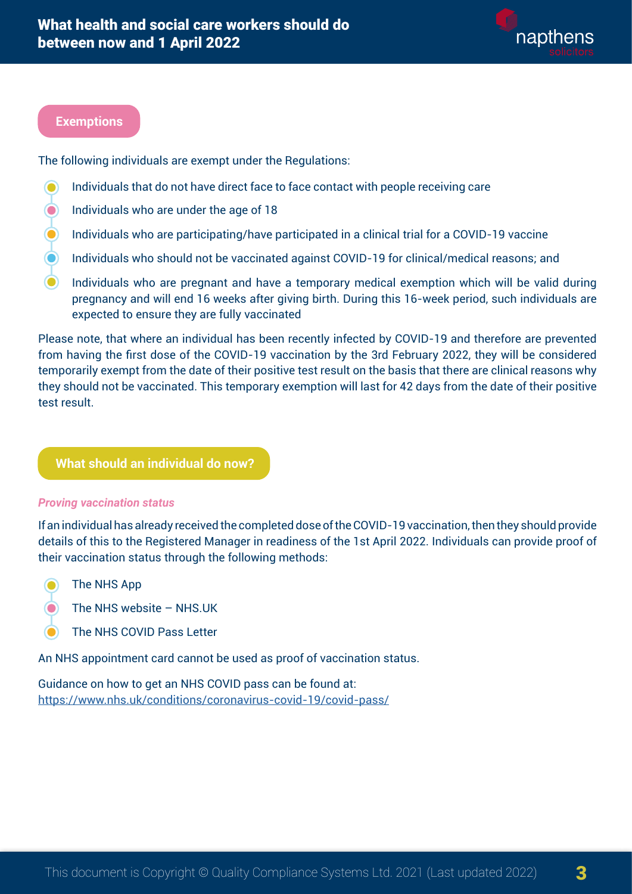## Exemptions

The following individuals are exempt under the Regulations:

- Individuals that do not have direct face to face contact with people receiving care
- Individuals who are under the age of 18
- Individuals who are participating/have participated in a clinical trial for a COVID-19 vaccine
- Individuals who should not be vaccinated against COVID-19 for clinical/medical reasons; and
- Individuals who are pregnant and have a temporary medical exemption which will be valid during pregnancy and will end 16 weeks after giving birth. During this 16-week period, such individuals are expected to ensure they are fully vaccinated

Please note, that where an individual has been recently infected by COVID-19 and therefore are prevented from having the first dose of the COVID-19 vaccination by the 3rd February 2022, they will be considered temporarily exempt from the date of their positive test result on the basis that there are clinical reasons why they should not be vaccinated. This temporary exemption will last for 42 days from the date of their positive test result.

## What should an individual do now?

***Proving vaccination status***

If an individual has already received the completed dose of the COVID-19 vaccination, then they should provide details of this to the Registered Manager in readiness of the 1st April 2022. Individuals can provide proof of their vaccination status through the following methods:

- The NHS App
- The NHS website – NHS.UK
- The NHS COVID Pass Letter

An NHS appointment card cannot be used as proof of vaccination status.

Guidance on how to get an NHS COVID pass can be found at:
https://www.nhs.uk/conditions/coronavirus-covid-19/covid-pass/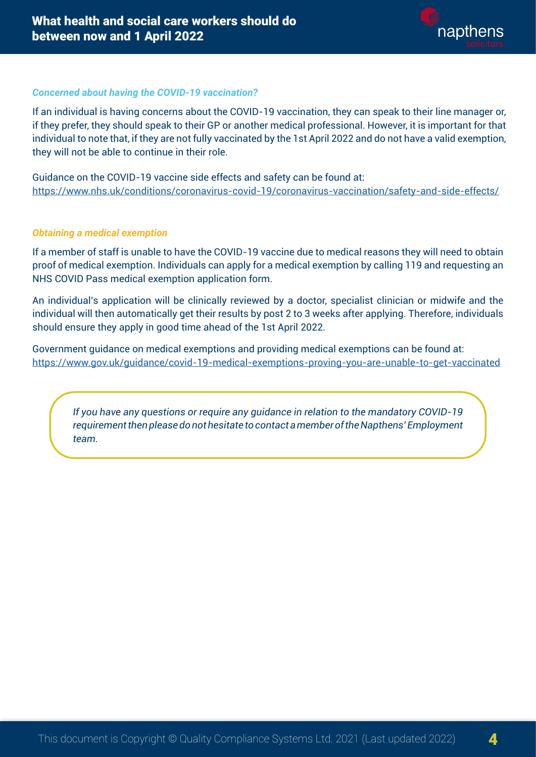### *Concerned about having the COVID-19 vaccination?*

If an individual is having concerns about the COVID-19 vaccination, they can speak to their line manager or, if they prefer, they should speak to their GP or another medical professional. However, it is important for that individual to note that, if they are not fully vaccinated by the 1st April 2022 and do not have a valid exemption, they will not be able to continue in their role.

Guidance on the COVID-19 vaccine side effects and safety can be found at:
https://www.nhs.uk/conditions/coronavirus-covid-19/coronavirus-vaccination/safety-and-side-effects/

### *Obtaining a medical exemption*

If a member of staff is unable to have the COVID-19 vaccine due to medical reasons they will need to obtain proof of medical exemption. Individuals can apply for a medical exemption by calling 119 and requesting an NHS COVID Pass medical exemption application form.

An individual's application will be clinically reviewed by a doctor, specialist clinician or midwife and the individual will then automatically get their results by post 2 to 3 weeks after applying. Therefore, individuals should ensure they apply in good time ahead of the 1st April 2022.

Government guidance on medical exemptions and providing medical exemptions can be found at:
https://www.gov.uk/guidance/covid-19-medical-exemptions-proving-you-are-unable-to-get-vaccinated

*If you have any questions or require any guidance in relation to the mandatory COVID-19 requirement then please do not hesitate to contact a member of the Napthens' Employment team.*